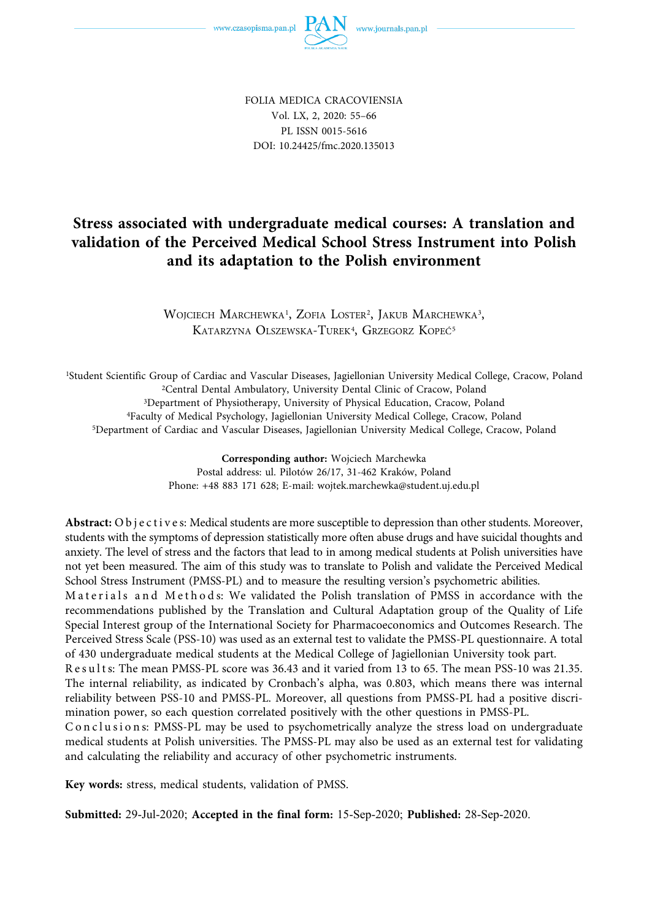FOLIA MEDICA CRACOVIENSIA
Vol. LX, 2, 2020: 55–66
PL ISSN 0015-5616
DOI: 10.24425/fmc.2020.135013

# Stress associated with undergraduate medical courses: A translation and validation of the Perceived Medical School Stress Instrument into Polish and its adaptation to the Polish environment

Wojciech Marchewka[1], Zofia Loster[2], Jakub Marchewka[3], Katarzyna Olszewska-Turek[4], Grzegorz Kopeć[5]

[1]Student Scientific Group of Cardiac and Vascular Diseases, Jagiellonian University Medical College, Cracow, Poland
[2]Central Dental Ambulatory, University Dental Clinic of Cracow, Poland
[3]Department of Physiotherapy, University of Physical Education, Cracow, Poland
[4]Faculty of Medical Psychology, Jagiellonian University Medical College, Cracow, Poland
[5]Department of Cardiac and Vascular Diseases, Jagiellonian University Medical College, Cracow, Poland

**Corresponding author:** Wojciech Marchewka
Postal address: ul. Pilotów 26/17, 31-462 Kraków, Poland
Phone: +48 883 171 628; E-mail: wojtek.marchewka@student.uj.edu.pl

**Abstract:** Objectives: Medical students are more susceptible to depression than other students. Moreover, students with the symptoms of depression statistically more often abuse drugs and have suicidal thoughts and anxiety. The level of stress and the factors that lead to in among medical students at Polish universities have not yet been measured. The aim of this study was to translate to Polish and validate the Perceived Medical School Stress Instrument (PMSS-PL) and to measure the resulting version's psychometric abilities.

Materials and Methods: We validated the Polish translation of PMSS in accordance with the recommendations published by the Translation and Cultural Adaptation group of the Quality of Life Special Interest group of the International Society for Pharmacoeconomics and Outcomes Research. The Perceived Stress Scale (PSS-10) was used as an external test to validate the PMSS-PL questionnaire. A total of 430 undergraduate medical students at the Medical College of Jagiellonian University took part.

Results: The mean PMSS-PL score was 36.43 and it varied from 13 to 65. The mean PSS-10 was 21.35. The internal reliability, as indicated by Cronbach's alpha, was 0.803, which means there was internal reliability between PSS-10 and PMSS-PL. Moreover, all questions from PMSS-PL had a positive discrimination power, so each question correlated positively with the other questions in PMSS-PL.

Conclusions: PMSS-PL may be used to psychometrically analyze the stress load on undergraduate medical students at Polish universities. The PMSS-PL may also be used as an external test for validating and calculating the reliability and accuracy of other psychometric instruments.

**Key words:** stress, medical students, validation of PMSS.

**Submitted:** 29-Jul-2020; **Accepted in the final form:** 15-Sep-2020; **Published:** 28-Sep-2020.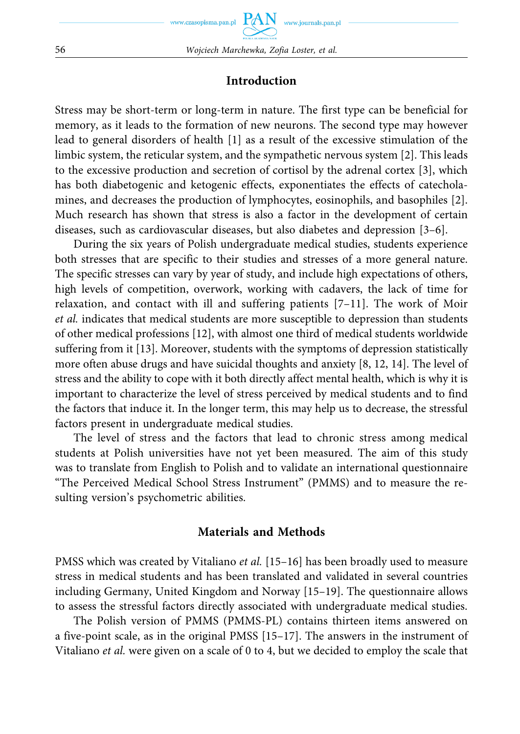## Introduction

Stress may be short-term or long-term in nature. The first type can be beneficial for memory, as it leads to the formation of new neurons. The second type may however lead to general disorders of health [1] as a result of the excessive stimulation of the limbic system, the reticular system, and the sympathetic nervous system [2]. This leads to the excessive production and secretion of cortisol by the adrenal cortex [3], which has both diabetogenic and ketogenic effects, exponentiates the effects of catecholamines, and decreases the production of lymphocytes, eosinophils, and basophiles [2]. Much research has shown that stress is also a factor in the development of certain diseases, such as cardiovascular diseases, but also diabetes and depression [3–6].

During the six years of Polish undergraduate medical studies, students experience both stresses that are specific to their studies and stresses of a more general nature. The specific stresses can vary by year of study, and include high expectations of others, high levels of competition, overwork, working with cadavers, the lack of time for relaxation, and contact with ill and suffering patients [7–11]. The work of Moir *et al.* indicates that medical students are more susceptible to depression than students of other medical professions [12], with almost one third of medical students worldwide suffering from it [13]. Moreover, students with the symptoms of depression statistically more often abuse drugs and have suicidal thoughts and anxiety [8, 12, 14]. The level of stress and the ability to cope with it both directly affect mental health, which is why it is important to characterize the level of stress perceived by medical students and to find the factors that induce it. In the longer term, this may help us to decrease, the stressful factors present in undergraduate medical studies.

The level of stress and the factors that lead to chronic stress among medical students at Polish universities have not yet been measured. The aim of this study was to translate from English to Polish and to validate an international questionnaire "The Perceived Medical School Stress Instrument" (PMMS) and to measure the resulting version's psychometric abilities.

## Materials and Methods

PMSS which was created by Vitaliano *et al.* [15–16] has been broadly used to measure stress in medical students and has been translated and validated in several countries including Germany, United Kingdom and Norway [15–19]. The questionnaire allows to assess the stressful factors directly associated with undergraduate medical studies.

The Polish version of PMMS (PMMS-PL) contains thirteen items answered on a five-point scale, as in the original PMSS [15–17]. The answers in the instrument of Vitaliano *et al.* were given on a scale of 0 to 4, but we decided to employ the scale that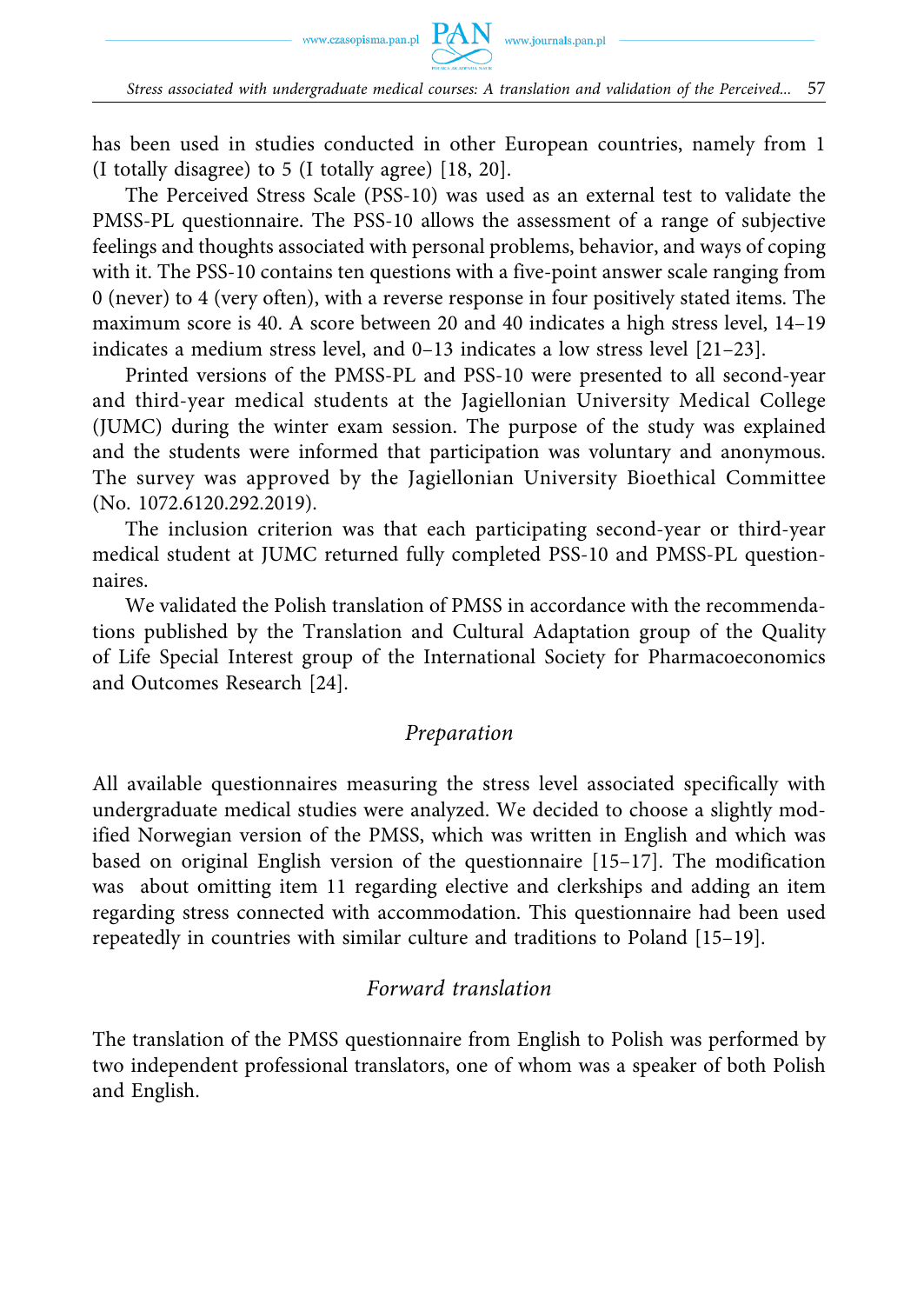has been used in studies conducted in other European countries, namely from 1 (I totally disagree) to 5 (I totally agree) [18, 20].

The Perceived Stress Scale (PSS-10) was used as an external test to validate the PMSS-PL questionnaire. The PSS-10 allows the assessment of a range of subjective feelings and thoughts associated with personal problems, behavior, and ways of coping with it. The PSS-10 contains ten questions with a five-point answer scale ranging from 0 (never) to 4 (very often), with a reverse response in four positively stated items. The maximum score is 40. A score between 20 and 40 indicates a high stress level, 14–19 indicates a medium stress level, and 0–13 indicates a low stress level [21–23].

Printed versions of the PMSS-PL and PSS-10 were presented to all second-year and third-year medical students at the Jagiellonian University Medical College (JUMC) during the winter exam session. The purpose of the study was explained and the students were informed that participation was voluntary and anonymous. The survey was approved by the Jagiellonian University Bioethical Committee (No. 1072.6120.292.2019).

The inclusion criterion was that each participating second-year or third-year medical student at JUMC returned fully completed PSS-10 and PMSS-PL questionnaires.

We validated the Polish translation of PMSS in accordance with the recommendations published by the Translation and Cultural Adaptation group of the Quality of Life Special Interest group of the International Society for Pharmacoeconomics and Outcomes Research [24].

### *Preparation*

All available questionnaires measuring the stress level associated specifically with undergraduate medical studies were analyzed. We decided to choose a slightly modified Norwegian version of the PMSS, which was written in English and which was based on original English version of the questionnaire [15–17]. The modification was about omitting item 11 regarding elective and clerkships and adding an item regarding stress connected with accommodation. This questionnaire had been used repeatedly in countries with similar culture and traditions to Poland [15–19].

### *Forward translation*

The translation of the PMSS questionnaire from English to Polish was performed by two independent professional translators, one of whom was a speaker of both Polish and English.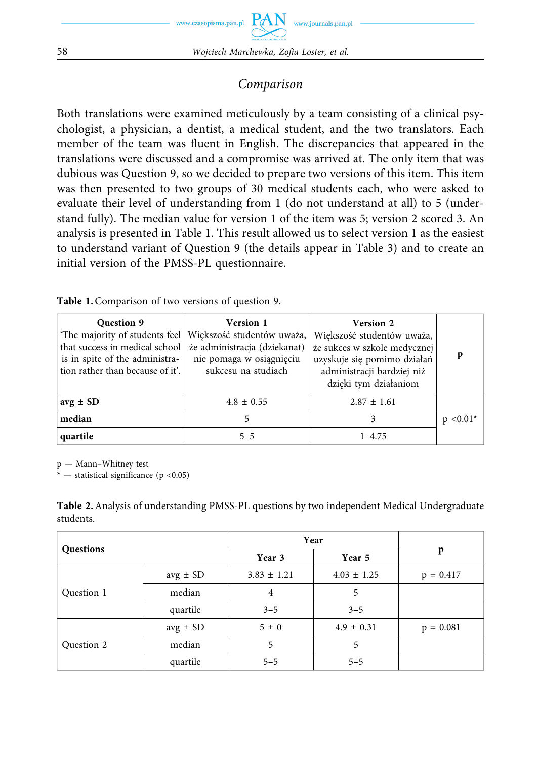## Comparison

Both translations were examined meticulously by a team consisting of a clinical psychologist, a physician, a dentist, a medical student, and the two translators. Each member of the team was fluent in English. The discrepancies that appeared in the translations were discussed and a compromise was arrived at. The only item that was dubious was Question 9, so we decided to prepare two versions of this item. This item was then presented to two groups of 30 medical students each, who were asked to evaluate their level of understanding from 1 (do not understand at all) to 5 (understand fully). The median value for version 1 of the item was 5; version 2 scored 3. An analysis is presented in Table 1. This result allowed us to select version 1 as the easiest to understand variant of Question 9 (the details appear in Table 3) and to create an initial version of the PMSS-PL questionnaire.

**Table 1.** Comparison of two versions of question 9.

| **Question 9** 'The majority of students feel that success in medical school is in spite of the administration rather than because of it'. | **Version 1** Większość studentów uważa, że administracja (dziekanat) nie pomaga w osiągnięciu sukcesu na studiach | **Version 2** Większość studentów uważa, że sukces w szkole medycznej uzyskuje się pomimo działań administracji bardziej niż dzięki tym działaniom | **p** |
|---|---|---|---|
| **avg ± SD** | 4.8 ± 0.55 | 2.87 ± 1.61 | p <0.01* |
| **median** | 5 | 3 | |
| **quartile** | 5–5 | 1–4.75 | |

p — Mann–Whitney test
\* — statistical significance (p <0.05)

**Table 2.** Analysis of understanding PMSS-PL questions by two independent Medical Undergraduate students.

| **Questions** | | **Year** | | **p** |
|---|---|---|---|---|
| | | **Year 3** | **Year 5** | |
| Question 1 | avg ± SD | 3.83 ± 1.21 | 4.03 ± 1.25 | p = 0.417 |
| | median | 4 | 5 | |
| | quartile | 3–5 | 3–5 | |
| Question 2 | avg ± SD | 5 ± 0 | 4.9 ± 0.31 | p = 0.081 |
| | median | 5 | 5 | |
| | quartile | 5–5 | 5–5 | |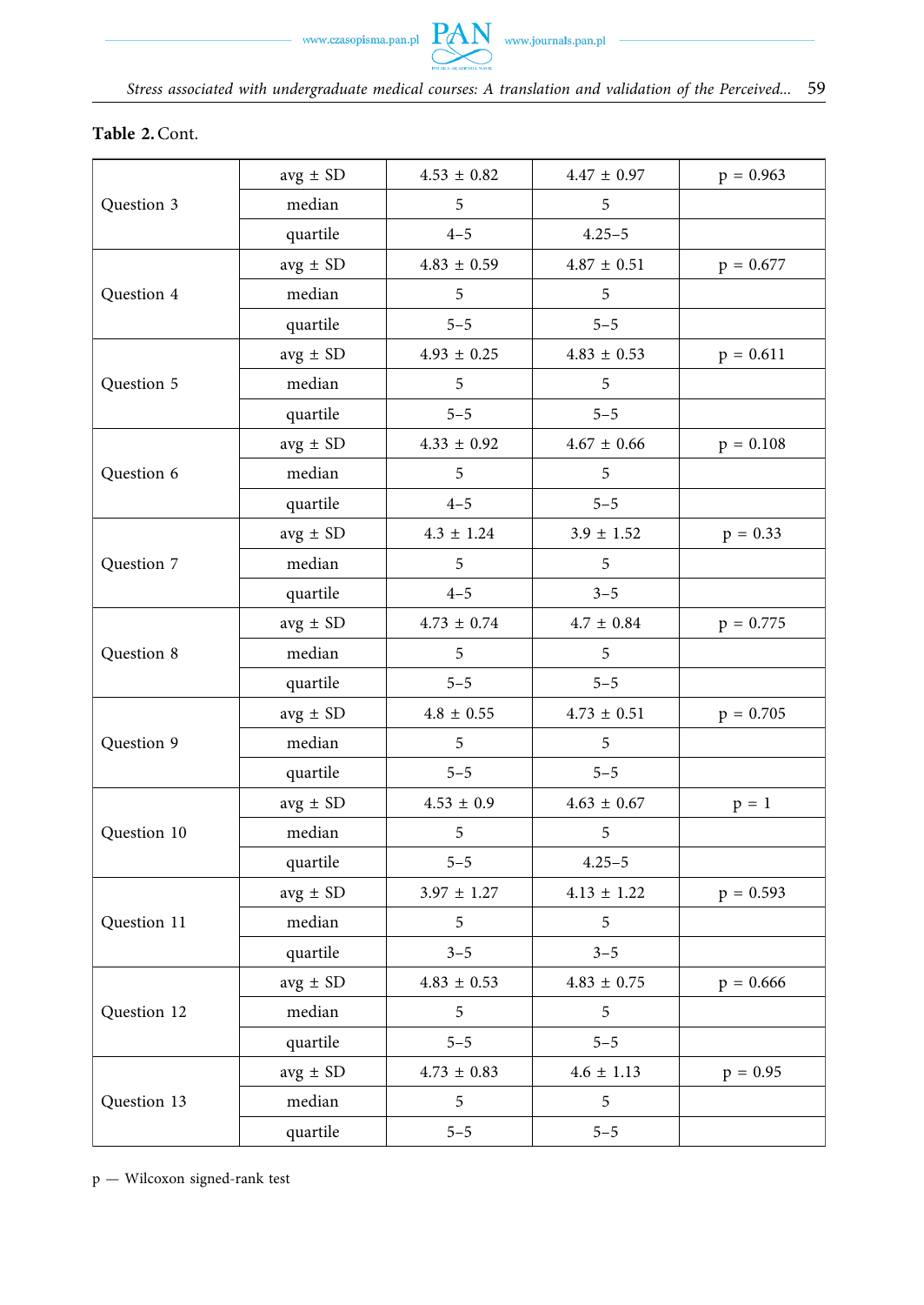**Table 2.** Cont.

| | | | | |
|---|---|---|---|---|
| Question 3 | avg ± SD | 4.53 ± 0.82 | 4.47 ± 0.97 | p = 0.963 |
| | median | 5 | 5 | |
| | quartile | 4–5 | 4.25–5 | |
| Question 4 | avg ± SD | 4.83 ± 0.59 | 4.87 ± 0.51 | p = 0.677 |
| | median | 5 | 5 | |
| | quartile | 5–5 | 5–5 | |
| Question 5 | avg ± SD | 4.93 ± 0.25 | 4.83 ± 0.53 | p = 0.611 |
| | median | 5 | 5 | |
| | quartile | 5–5 | 5–5 | |
| Question 6 | avg ± SD | 4.33 ± 0.92 | 4.67 ± 0.66 | p = 0.108 |
| | median | 5 | 5 | |
| | quartile | 4–5 | 5–5 | |
| Question 7 | avg ± SD | 4.3 ± 1.24 | 3.9 ± 1.52 | p = 0.33 |
| | median | 5 | 5 | |
| | quartile | 4–5 | 3–5 | |
| Question 8 | avg ± SD | 4.73 ± 0.74 | 4.7 ± 0.84 | p = 0.775 |
| | median | 5 | 5 | |
| | quartile | 5–5 | 5–5 | |
| Question 9 | avg ± SD | 4.8 ± 0.55 | 4.73 ± 0.51 | p = 0.705 |
| | median | 5 | 5 | |
| | quartile | 5–5 | 5–5 | |
| Question 10 | avg ± SD | 4.53 ± 0.9 | 4.63 ± 0.67 | p = 1 |
| | median | 5 | 5 | |
| | quartile | 5–5 | 4.25–5 | |
| Question 11 | avg ± SD | 3.97 ± 1.27 | 4.13 ± 1.22 | p = 0.593 |
| | median | 5 | 5 | |
| | quartile | 3–5 | 3–5 | |
| Question 12 | avg ± SD | 4.83 ± 0.53 | 4.83 ± 0.75 | p = 0.666 |
| | median | 5 | 5 | |
| | quartile | 5–5 | 5–5 | |
| Question 13 | avg ± SD | 4.73 ± 0.83 | 4.6 ± 1.13 | p = 0.95 |
| | median | 5 | 5 | |
| | quartile | 5–5 | 5–5 | |

p — Wilcoxon signed-rank test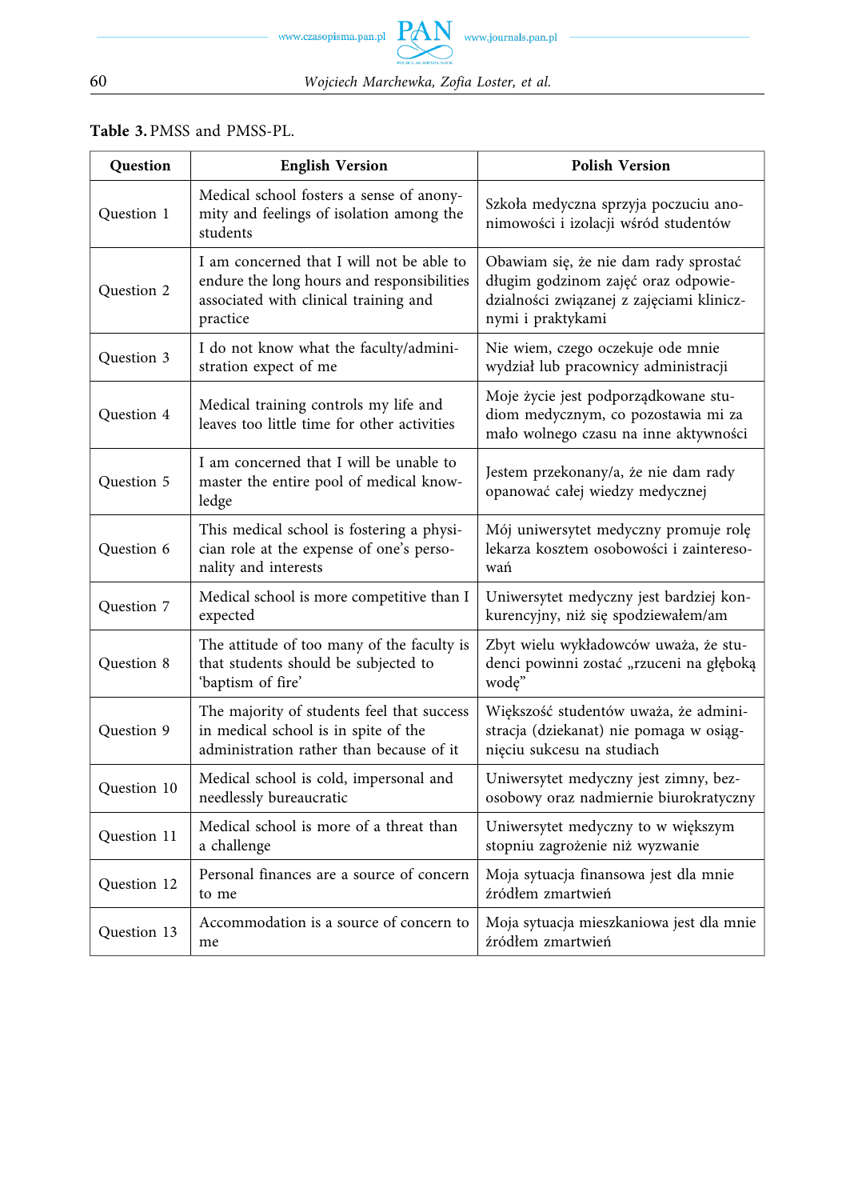**Table 3.** PMSS and PMSS-PL.

| Question | English Version | Polish Version |
|---|---|---|
| Question 1 | Medical school fosters a sense of anonymity and feelings of isolation among the students | Szkoła medyczna sprzyja poczuciu anonimowości i izolacji wśród studentów |
| Question 2 | I am concerned that I will not be able to endure the long hours and responsibilities associated with clinical training and practice | Obawiam się, że nie dam rady sprostać długim godzinom zajęć oraz odpowiedzialności związanej z zajęciami klinicznymi i praktykami |
| Question 3 | I do not know what the faculty/administration expect of me | Nie wiem, czego oczekuje ode mnie wydział lub pracownicy administracji |
| Question 4 | Medical training controls my life and leaves too little time for other activities | Moje życie jest podporządkowane studiom medycznym, co pozostawia mi za mało wolnego czasu na inne aktywności |
| Question 5 | I am concerned that I will be unable to master the entire pool of medical knowledge | Jestem przekonany/a, że nie dam rady opanować całej wiedzy medycznej |
| Question 6 | This medical school is fostering a physician role at the expense of one's personality and interests | Mój uniwersytet medyczny promuje rolę lekarza kosztem osobowości i zainteresowań |
| Question 7 | Medical school is more competitive than I expected | Uniwersytet medyczny jest bardziej konkurencyjny, niż się spodziewałem/am |
| Question 8 | The attitude of too many of the faculty is that students should be subjected to 'baptism of fire' | Zbyt wielu wykładowców uważa, że studenci powinni zostać „rzuceni na głęboką wodę" |
| Question 9 | The majority of students feel that success in medical school is in spite of the administration rather than because of it | Większość studentów uważa, że administracja (dziekanat) nie pomaga w osiągnięciu sukcesu na studiach |
| Question 10 | Medical school is cold, impersonal and needlessly bureaucratic | Uniwersytet medyczny jest zimny, bezosobowy oraz nadmiernie biurokratyczny |
| Question 11 | Medical school is more of a threat than a challenge | Uniwersytet medyczny to w większym stopniu zagrożenie niż wyzwanie |
| Question 12 | Personal finances are a source of concern to me | Moja sytuacja finansowa jest dla mnie źródłem zmartwień |
| Question 13 | Accommodation is a source of concern to me | Moja sytuacja mieszkaniowa jest dla mnie źródłem zmartwień |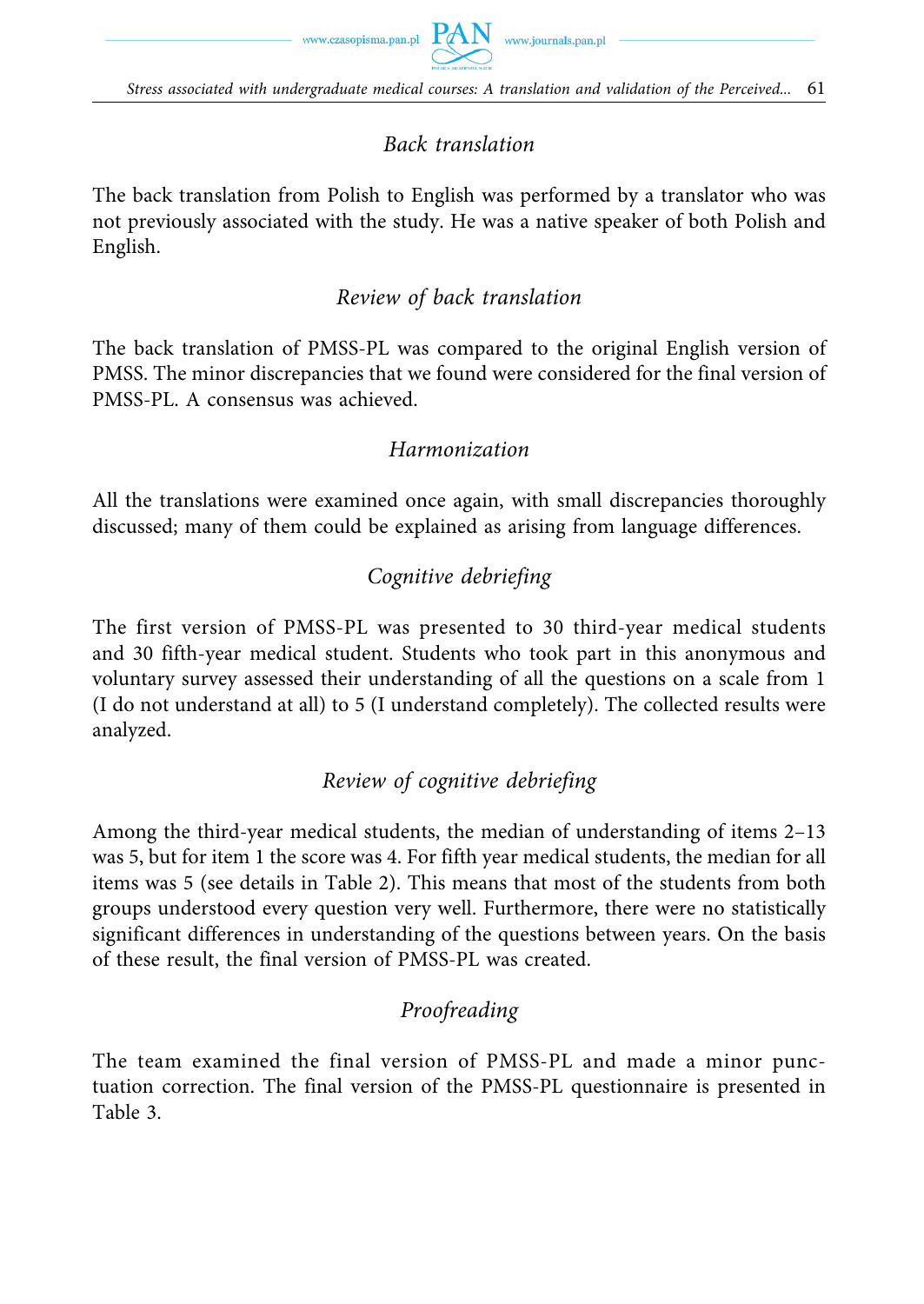### *Back translation*

The back translation from Polish to English was performed by a translator who was not previously associated with the study. He was a native speaker of both Polish and English.

### *Review of back translation*

The back translation of PMSS-PL was compared to the original English version of PMSS. The minor discrepancies that we found were considered for the final version of PMSS-PL. A consensus was achieved.

### *Harmonization*

All the translations were examined once again, with small discrepancies thoroughly discussed; many of them could be explained as arising from language differences.

### *Cognitive debriefing*

The first version of PMSS-PL was presented to 30 third-year medical students and 30 fifth-year medical student. Students who took part in this anonymous and voluntary survey assessed their understanding of all the questions on a scale from 1 (I do not understand at all) to 5 (I understand completely). The collected results were analyzed.

### *Review of cognitive debriefing*

Among the third-year medical students, the median of understanding of items 2–13 was 5, but for item 1 the score was 4. For fifth year medical students, the median for all items was 5 (see details in Table 2). This means that most of the students from both groups understood every question very well. Furthermore, there were no statistically significant differences in understanding of the questions between years. On the basis of these result, the final version of PMSS-PL was created.

### *Proofreading*

The team examined the final version of PMSS-PL and made a minor punctuation correction. The final version of the PMSS-PL questionnaire is presented in Table 3.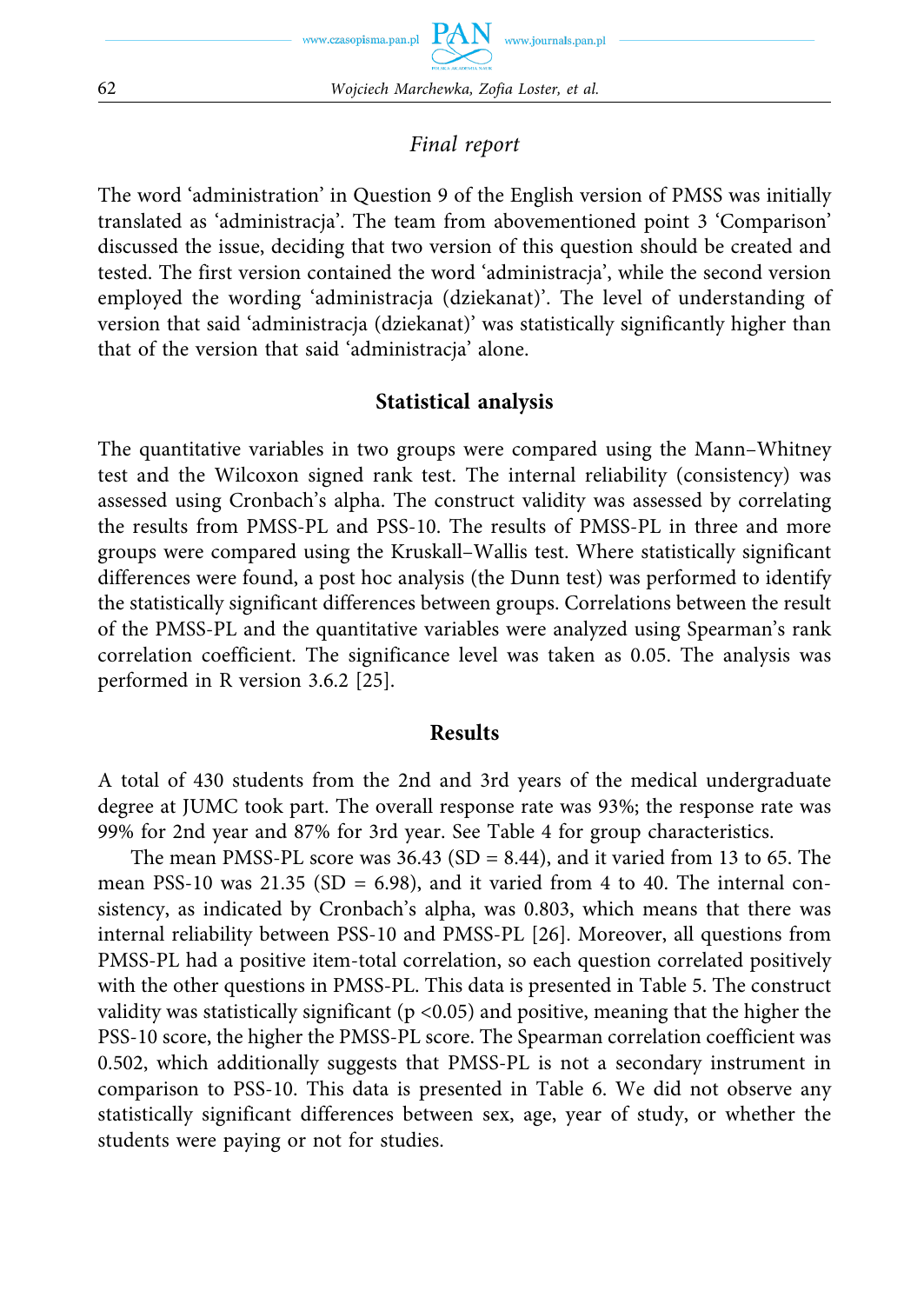*Final report*

The word 'administration' in Question 9 of the English version of PMSS was initially translated as 'administracja'. The team from abovementioned point 3 'Comparison' discussed the issue, deciding that two version of this question should be created and tested. The first version contained the word 'administracja', while the second version employed the wording 'administracja (dziekanat)'. The level of understanding of version that said 'administracja (dziekanat)' was statistically significantly higher than that of the version that said 'administracja' alone.

## Statistical analysis

The quantitative variables in two groups were compared using the Mann–Whitney test and the Wilcoxon signed rank test. The internal reliability (consistency) was assessed using Cronbach's alpha. The construct validity was assessed by correlating the results from PMSS-PL and PSS-10. The results of PMSS-PL in three and more groups were compared using the Kruskall–Wallis test. Where statistically significant differences were found, a post hoc analysis (the Dunn test) was performed to identify the statistically significant differences between groups. Correlations between the result of the PMSS-PL and the quantitative variables were analyzed using Spearman's rank correlation coefficient. The significance level was taken as 0.05. The analysis was performed in R version 3.6.2 [25].

## Results

A total of 430 students from the 2nd and 3rd years of the medical undergraduate degree at JUMC took part. The overall response rate was 93%; the response rate was 99% for 2nd year and 87% for 3rd year. See Table 4 for group characteristics.

The mean PMSS-PL score was 36.43 (SD = 8.44), and it varied from 13 to 65. The mean PSS-10 was 21.35 (SD = 6.98), and it varied from 4 to 40. The internal consistency, as indicated by Cronbach's alpha, was 0.803, which means that there was internal reliability between PSS-10 and PMSS-PL [26]. Moreover, all questions from PMSS-PL had a positive item-total correlation, so each question correlated positively with the other questions in PMSS-PL. This data is presented in Table 5. The construct validity was statistically significant ($p < 0.05$) and positive, meaning that the higher the PSS-10 score, the higher the PMSS-PL score. The Spearman correlation coefficient was 0.502, which additionally suggests that PMSS-PL is not a secondary instrument in comparison to PSS-10. This data is presented in Table 6. We did not observe any statistically significant differences between sex, age, year of study, or whether the students were paying or not for studies.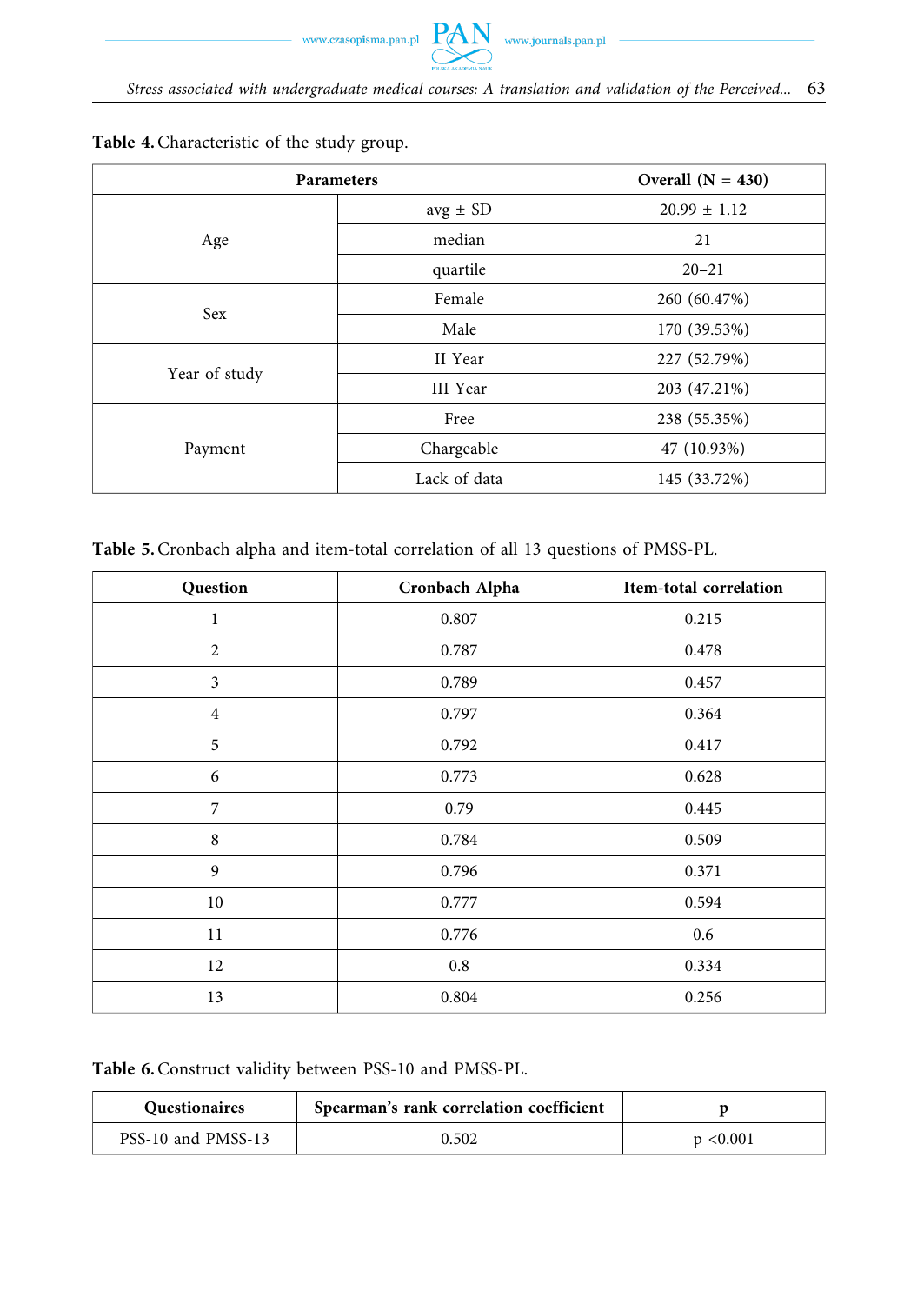**Table 4.** Characteristic of the study group.

| Parameters | | Overall (N = 430) |
|---|---|---|
| Age | avg ± SD | 20.99 ± 1.12 |
| | median | 21 |
| | quartile | 20–21 |
| Sex | Female | 260 (60.47%) |
| | Male | 170 (39.53%) |
| Year of study | II Year | 227 (52.79%) |
| | III Year | 203 (47.21%) |
| Payment | Free | 238 (55.35%) |
| | Chargeable | 47 (10.93%) |
| | Lack of data | 145 (33.72%) |

**Table 5.** Cronbach alpha and item-total correlation of all 13 questions of PMSS-PL.

| Question | Cronbach Alpha | Item-total correlation |
|---|---|---|
| 1 | 0.807 | 0.215 |
| 2 | 0.787 | 0.478 |
| 3 | 0.789 | 0.457 |
| 4 | 0.797 | 0.364 |
| 5 | 0.792 | 0.417 |
| 6 | 0.773 | 0.628 |
| 7 | 0.79 | 0.445 |
| 8 | 0.784 | 0.509 |
| 9 | 0.796 | 0.371 |
| 10 | 0.777 | 0.594 |
| 11 | 0.776 | 0.6 |
| 12 | 0.8 | 0.334 |
| 13 | 0.804 | 0.256 |

**Table 6.** Construct validity between PSS-10 and PMSS-PL.

| Questionaires | Spearman's rank correlation coefficient | p |
|---|---|---|
| PSS-10 and PMSS-13 | 0.502 | $p < 0.001$ |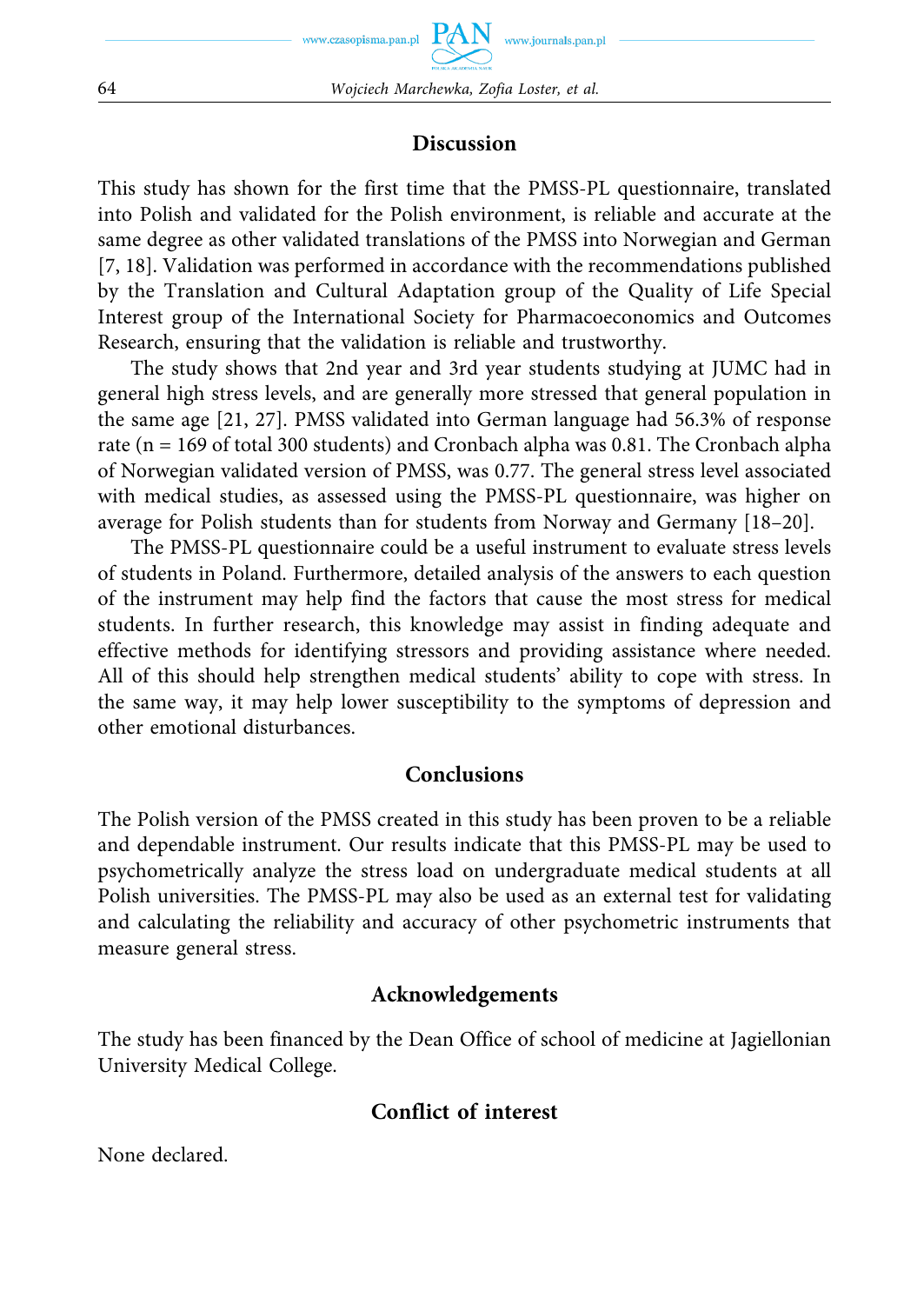## Discussion

This study has shown for the first time that the PMSS-PL questionnaire, translated into Polish and validated for the Polish environment, is reliable and accurate at the same degree as other validated translations of the PMSS into Norwegian and German [7, 18]. Validation was performed in accordance with the recommendations published by the Translation and Cultural Adaptation group of the Quality of Life Special Interest group of the International Society for Pharmacoeconomics and Outcomes Research, ensuring that the validation is reliable and trustworthy.

The study shows that 2nd year and 3rd year students studying at JUMC had in general high stress levels, and are generally more stressed that general population in the same age [21, 27]. PMSS validated into German language had 56.3% of response rate (n = 169 of total 300 students) and Cronbach alpha was 0.81. The Cronbach alpha of Norwegian validated version of PMSS, was 0.77. The general stress level associated with medical studies, as assessed using the PMSS-PL questionnaire, was higher on average for Polish students than for students from Norway and Germany [18–20].

The PMSS-PL questionnaire could be a useful instrument to evaluate stress levels of students in Poland. Furthermore, detailed analysis of the answers to each question of the instrument may help find the factors that cause the most stress for medical students. In further research, this knowledge may assist in finding adequate and effective methods for identifying stressors and providing assistance where needed. All of this should help strengthen medical students' ability to cope with stress. In the same way, it may help lower susceptibility to the symptoms of depression and other emotional disturbances.

## Conclusions

The Polish version of the PMSS created in this study has been proven to be a reliable and dependable instrument. Our results indicate that this PMSS-PL may be used to psychometrically analyze the stress load on undergraduate medical students at all Polish universities. The PMSS-PL may also be used as an external test for validating and calculating the reliability and accuracy of other psychometric instruments that measure general stress.

## Acknowledgements

The study has been financed by the Dean Office of school of medicine at Jagiellonian University Medical College.

## Conflict of interest

None declared.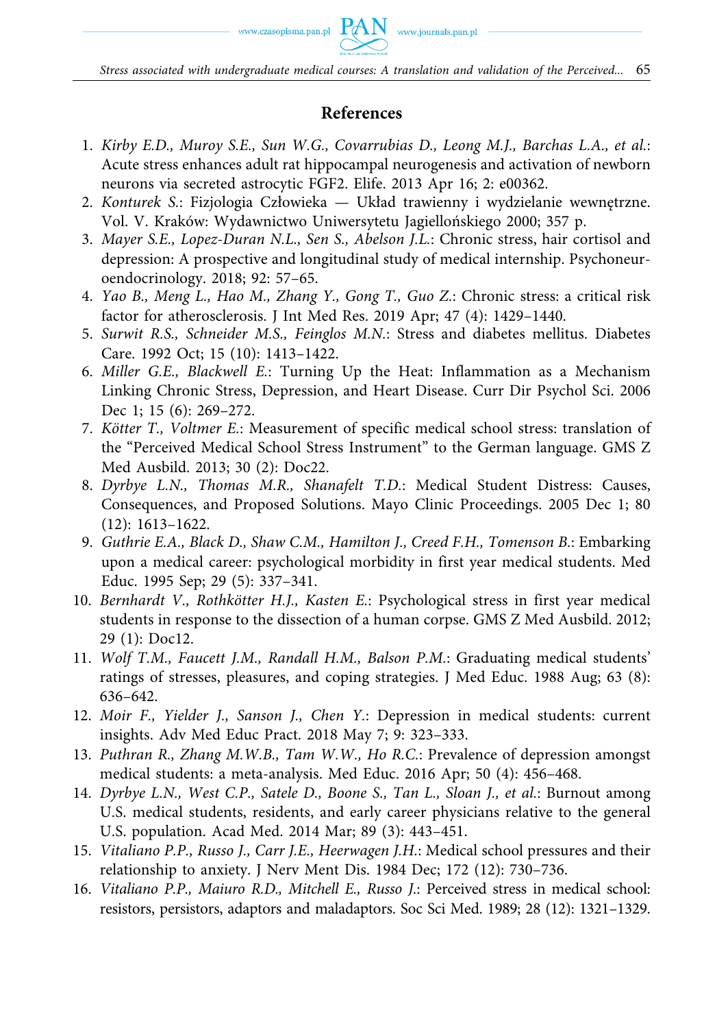## References

1. *Kirby E.D., Muroy S.E., Sun W.G., Covarrubias D., Leong M.J., Barchas L.A., et al.*: Acute stress enhances adult rat hippocampal neurogenesis and activation of newborn neurons via secreted astrocytic FGF2. Elife. 2013 Apr 16; 2: e00362.
2. *Konturek S.*: Fizjologia Człowieka — Układ trawienny i wydzielanie wewnętrzne. Vol. V. Kraków: Wydawnictwo Uniwersytetu Jagiellońskiego 2000; 357 p.
3. *Mayer S.E., Lopez-Duran N.L., Sen S., Abelson J.L.*: Chronic stress, hair cortisol and depression: A prospective and longitudinal study of medical internship. Psychoneuroendocrinology. 2018; 92: 57–65.
4. *Yao B., Meng L., Hao M., Zhang Y., Gong T., Guo Z.*: Chronic stress: a critical risk factor for atherosclerosis. J Int Med Res. 2019 Apr; 47 (4): 1429–1440.
5. *Surwit R.S., Schneider M.S., Feinglos M.N.*: Stress and diabetes mellitus. Diabetes Care. 1992 Oct; 15 (10): 1413–1422.
6. *Miller G.E., Blackwell E.*: Turning Up the Heat: Inflammation as a Mechanism Linking Chronic Stress, Depression, and Heart Disease. Curr Dir Psychol Sci. 2006 Dec 1; 15 (6): 269–272.
7. *Kötter T., Voltmer E.*: Measurement of specific medical school stress: translation of the "Perceived Medical School Stress Instrument" to the German language. GMS Z Med Ausbild. 2013; 30 (2): Doc22.
8. *Dyrbye L.N., Thomas M.R., Shanafelt T.D.*: Medical Student Distress: Causes, Consequences, and Proposed Solutions. Mayo Clinic Proceedings. 2005 Dec 1; 80 (12): 1613–1622.
9. *Guthrie E.A., Black D., Shaw C.M., Hamilton J., Creed F.H., Tomenson B.*: Embarking upon a medical career: psychological morbidity in first year medical students. Med Educ. 1995 Sep; 29 (5): 337–341.
10. *Bernhardt V., Rothkötter H.J., Kasten E.*: Psychological stress in first year medical students in response to the dissection of a human corpse. GMS Z Med Ausbild. 2012; 29 (1): Doc12.
11. *Wolf T.M., Faucett J.M., Randall H.M., Balson P.M.*: Graduating medical students' ratings of stresses, pleasures, and coping strategies. J Med Educ. 1988 Aug; 63 (8): 636–642.
12. *Moir F., Yielder J., Sanson J., Chen Y.*: Depression in medical students: current insights. Adv Med Educ Pract. 2018 May 7; 9: 323–333.
13. *Puthran R., Zhang M.W.B., Tam W.W., Ho R.C.*: Prevalence of depression amongst medical students: a meta-analysis. Med Educ. 2016 Apr; 50 (4): 456–468.
14. *Dyrbye L.N., West C.P., Satele D., Boone S., Tan L., Sloan J., et al.*: Burnout among U.S. medical students, residents, and early career physicians relative to the general U.S. population. Acad Med. 2014 Mar; 89 (3): 443–451.
15. *Vitaliano P.P., Russo J., Carr J.E., Heerwagen J.H.*: Medical school pressures and their relationship to anxiety. J Nerv Ment Dis. 1984 Dec; 172 (12): 730–736.
16. *Vitaliano P.P., Maiuro R.D., Mitchell E., Russo J.*: Perceived stress in medical school: resistors, persistors, adaptors and maladaptors. Soc Sci Med. 1989; 28 (12): 1321–1329.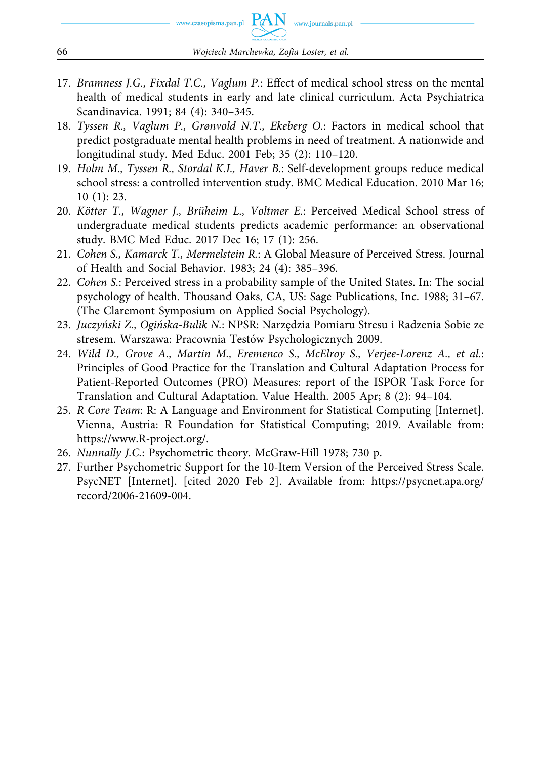17. *Bramness J.G., Fixdal T.C., Vaglum P.*: Effect of medical school stress on the mental health of medical students in early and late clinical curriculum. Acta Psychiatrica Scandinavica. 1991; 84 (4): 340–345.
18. *Tyssen R., Vaglum P., Grønvold N.T., Ekeberg O.*: Factors in medical school that predict postgraduate mental health problems in need of treatment. A nationwide and longitudinal study. Med Educ. 2001 Feb; 35 (2): 110–120.
19. *Holm M., Tyssen R., Stordal K.I., Haver B.*: Self-development groups reduce medical school stress: a controlled intervention study. BMC Medical Education. 2010 Mar 16; 10 (1): 23.
20. *Kötter T., Wagner J., Brüheim L., Voltmer E.*: Perceived Medical School stress of undergraduate medical students predicts academic performance: an observational study. BMC Med Educ. 2017 Dec 16; 17 (1): 256.
21. *Cohen S., Kamarck T., Mermelstein R.*: A Global Measure of Perceived Stress. Journal of Health and Social Behavior. 1983; 24 (4): 385–396.
22. *Cohen S.*: Perceived stress in a probability sample of the United States. In: The social psychology of health. Thousand Oaks, CA, US: Sage Publications, Inc. 1988; 31–67. (The Claremont Symposium on Applied Social Psychology).
23. *Juczyński Z., Ogińska-Bulik N.*: NPSR: Narzędzia Pomiaru Stresu i Radzenia Sobie ze stresem. Warszawa: Pracownia Testów Psychologicznych 2009.
24. *Wild D., Grove A., Martin M., Eremenco S., McElroy S., Verjee-Lorenz A., et al.*: Principles of Good Practice for the Translation and Cultural Adaptation Process for Patient-Reported Outcomes (PRO) Measures: report of the ISPOR Task Force for Translation and Cultural Adaptation. Value Health. 2005 Apr; 8 (2): 94–104.
25. *R Core Team*: R: A Language and Environment for Statistical Computing [Internet]. Vienna, Austria: R Foundation for Statistical Computing; 2019. Available from: https://www.R-project.org/.
26. *Nunnally J.C.*: Psychometric theory. McGraw-Hill 1978; 730 p.
27. Further Psychometric Support for the 10-Item Version of the Perceived Stress Scale. PsycNET [Internet]. [cited 2020 Feb 2]. Available from: https://psycnet.apa.org/record/2006-21609-004.